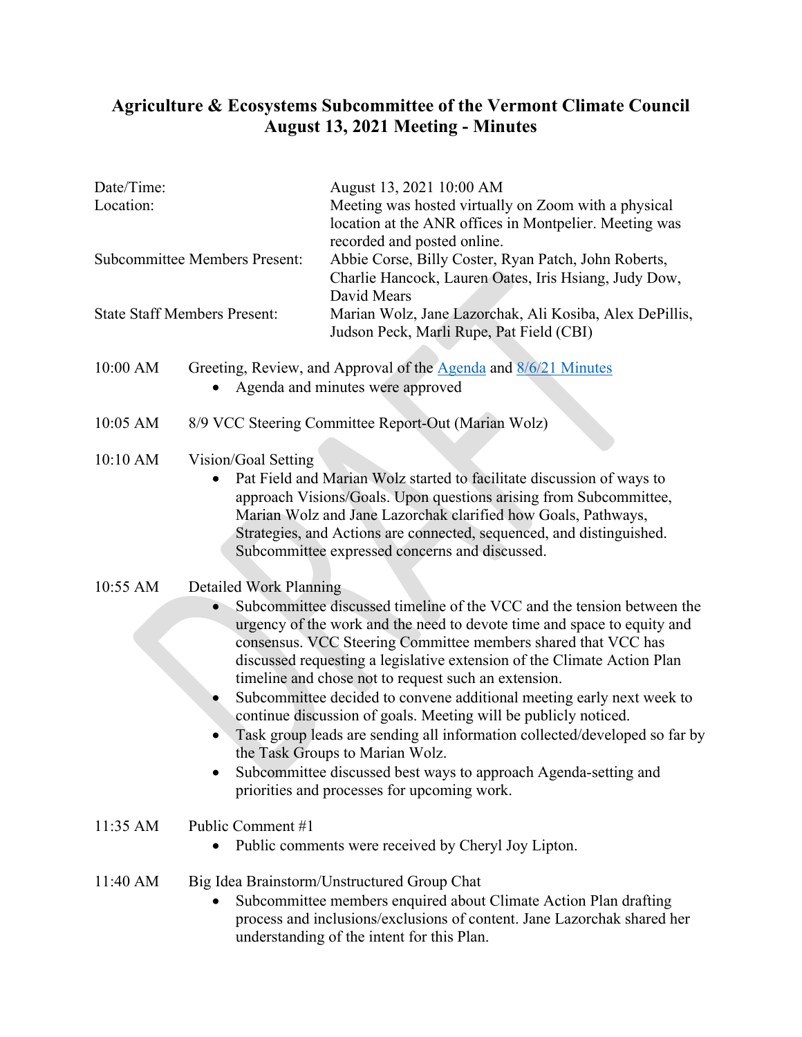# Agriculture & Ecosystems Subcommittee of the Vermont Climate Council
# August 13, 2021 Meeting - Minutes

| | |
|---|---|
| Date/Time: | August 13, 2021 10:00 AM |
| Location: | Meeting was hosted virtually on Zoom with a physical location at the ANR offices in Montpelier. Meeting was recorded and posted online. |
| Subcommittee Members Present: | Abbie Corse, Billy Coster, Ryan Patch, John Roberts, Charlie Hancock, Lauren Oates, Iris Hsiang, Judy Dow, David Mears |
| State Staff Members Present: | Marian Wolz, Jane Lazorchak, Ali Kosiba, Alex DePillis, Judson Peck, Marli Rupe, Pat Field (CBI) |

**10:00 AM** Greeting, Review, and Approval of the Agenda and 8/6/21 Minutes

- Agenda and minutes were approved

**10:05 AM** 8/9 VCC Steering Committee Report-Out (Marian Wolz)

**10:10 AM** Vision/Goal Setting

- Pat Field and Marian Wolz started to facilitate discussion of ways to approach Visions/Goals. Upon questions arising from Subcommittee, Marian Wolz and Jane Lazorchak clarified how Goals, Pathways, Strategies, and Actions are connected, sequenced, and distinguished. Subcommittee expressed concerns and discussed.

**10:55 AM** Detailed Work Planning

- Subcommittee discussed timeline of the VCC and the tension between the urgency of the work and the need to devote time and space to equity and consensus. VCC Steering Committee members shared that VCC has discussed requesting a legislative extension of the Climate Action Plan timeline and chose not to request such an extension.
- Subcommittee decided to convene additional meeting early next week to continue discussion of goals. Meeting will be publicly noticed.
- Task group leads are sending all information collected/developed so far by the Task Groups to Marian Wolz.
- Subcommittee discussed best ways to approach Agenda-setting and priorities and processes for upcoming work.

**11:35 AM** Public Comment #1

- Public comments were received by Cheryl Joy Lipton.

**11:40 AM** Big Idea Brainstorm/Unstructured Group Chat

- Subcommittee members enquired about Climate Action Plan drafting process and inclusions/exclusions of content. Jane Lazorchak shared her understanding of the intent for this Plan.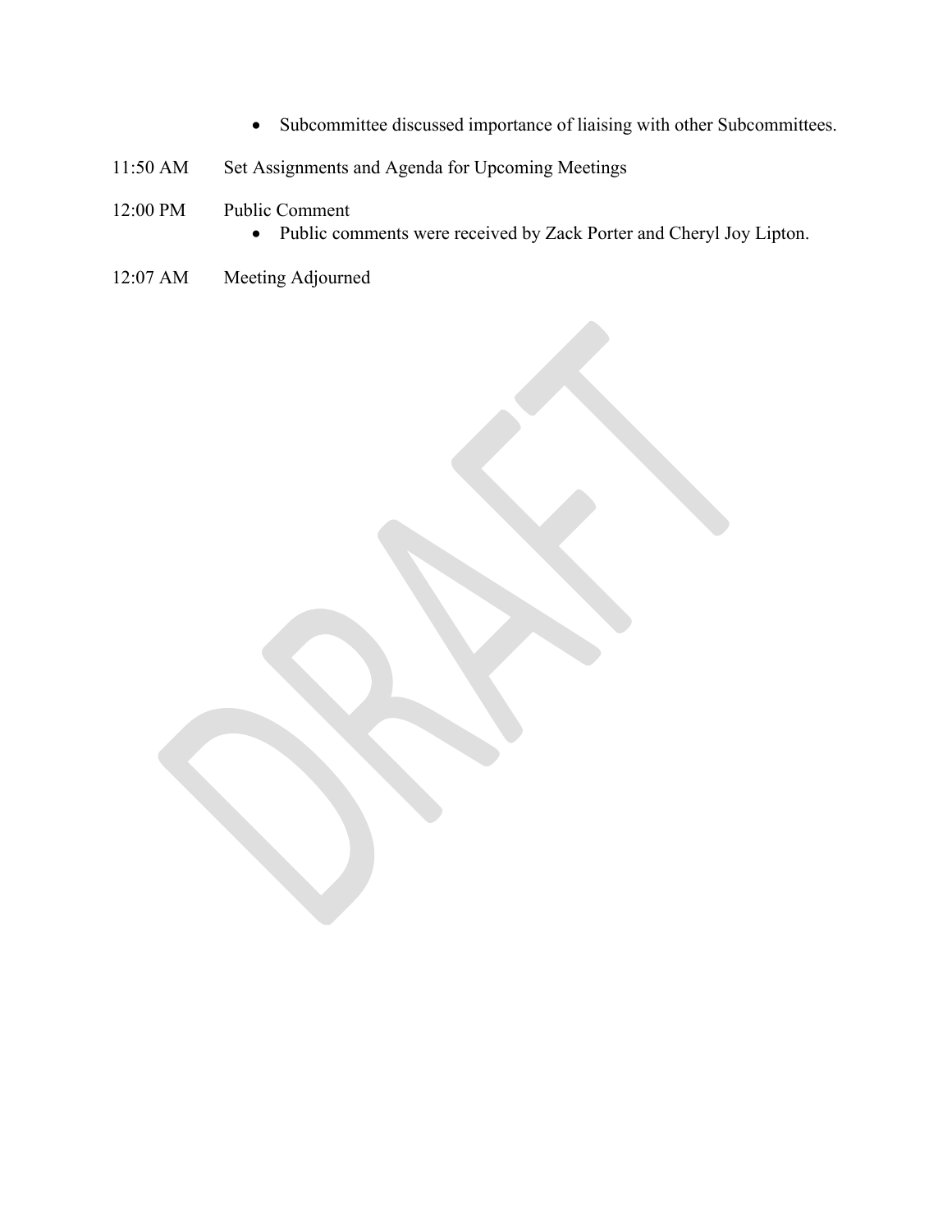- Subcommittee discussed importance of liaising with other Subcommittees.

11:50 AM Set Assignments and Agenda for Upcoming Meetings

12:00 PM Public Comment

- Public comments were received by Zack Porter and Cheryl Joy Lipton.

12:07 AM Meeting Adjourned